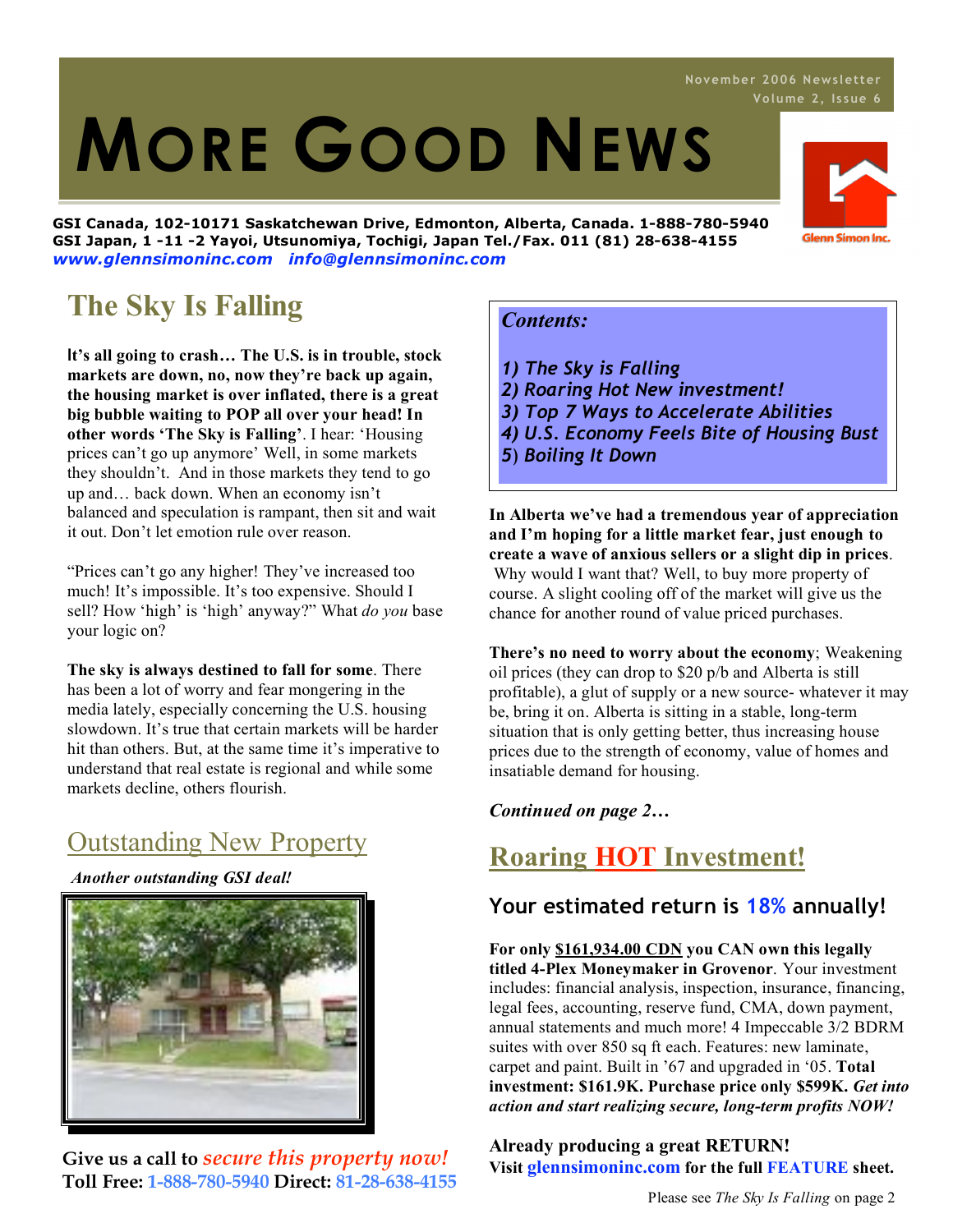November 2006 Newsletter
Volume 2, Issue 6

# MORE GOOD NEWS

**GSI Canada, 102-10171 Saskatchewan Drive, Edmonton, Alberta, Canada. 1-888-780-5940**
**GSI Japan, 1 -11 -2 Yayoi, Utsunomiya, Tochigi, Japan Tel./Fax. 011 (81) 28-638-4155**
***www.glennsimoninc.com info@glennsimoninc.com***

Glenn Simon Inc.

## The Sky Is Falling

**It's all going to crash… The U.S. is in trouble, stock markets are down, no, now they're back up again, the housing market is over inflated, there is a great big bubble waiting to POP all over your head! In other words 'The Sky is Falling'**. I hear: 'Housing prices can't go up anymore' Well, in some markets they shouldn't. And in those markets they tend to go up and… back down. When an economy isn't balanced and speculation is rampant, then sit and wait it out. Don't let emotion rule over reason.

"Prices can't go any higher! They've increased too much! It's impossible. It's too expensive. Should I sell? How 'high' is 'high' anyway?" What *do you* base your logic on?

**The sky is always destined to fall for some**. There has been a lot of worry and fear mongering in the media lately, especially concerning the U.S. housing slowdown. It's true that certain markets will be harder hit than others. But, at the same time it's imperative to understand that real estate is regional and while some markets decline, others flourish.

***Contents:***

*1) The Sky is Falling*
*2) Roaring Hot New investment!*
*3) Top 7 Ways to Accelerate Abilities*
*4) U.S. Economy Feels Bite of Housing Bust*
*5) Boiling It Down*

**In Alberta we've had a tremendous year of appreciation and I'm hoping for a little market fear, just enough to create a wave of anxious sellers or a slight dip in prices**. Why would I want that? Well, to buy more property of course. A slight cooling off of the market will give us the chance for another round of value priced purchases.

**There's no need to worry about the economy**; Weakening oil prices (they can drop to $20 p/b and Alberta is still profitable), a glut of supply or a new source- whatever it may be, bring it on. Alberta is sitting in a stable, long-term situation that is only getting better, thus increasing house prices due to the strength of economy, value of homes and insatiable demand for housing.

***Continued on page 2…***

## Outstanding New Property

***Another outstanding GSI deal!***

**Give us a call to *secure this property now!***
**Toll Free: 1-888-780-5940 Direct: 81-28-638-4155**

## Roaring HOT Investment!

### Your estimated return is 18% annually!

**For only $161,934.00 CDN you CAN own this legally titled 4-Plex Moneymaker in Grovenor**. Your investment includes: financial analysis, inspection, insurance, financing, legal fees, accounting, reserve fund, CMA, down payment, annual statements and much more! 4 Impeccable 3/2 BDRM suites with over 850 sq ft each. Features: new laminate, carpet and paint. Built in '67 and upgraded in '05. **Total investment: $161.9K. Purchase price only $599K. *Get into action and start realizing secure, long-term profits NOW!***

**Already producing a great RETURN!**
**Visit glennsimoninc.com for the full FEATURE sheet.**

Please see *The Sky Is Falling* on page 2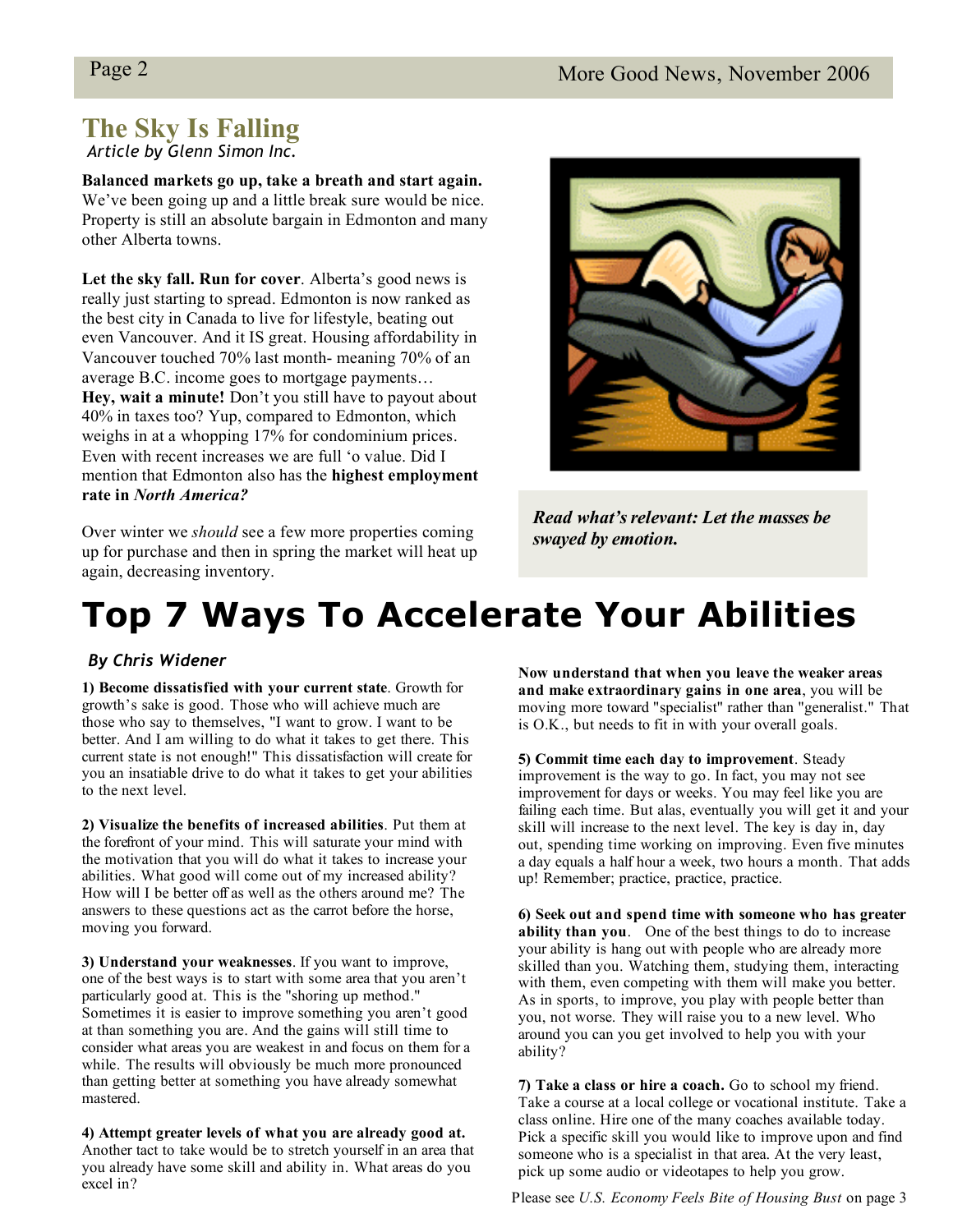## The Sky Is Falling

*Article by Glenn Simon Inc.*

**Balanced markets go up, take a breath and start again.** We've been going up and a little break sure would be nice. Property is still an absolute bargain in Edmonton and many other Alberta towns.

**Let the sky fall. Run for cover**. Alberta's good news is really just starting to spread. Edmonton is now ranked as the best city in Canada to live for lifestyle, beating out even Vancouver. And it IS great. Housing affordability in Vancouver touched 70% last month- meaning 70% of an average B.C. income goes to mortgage payments… **Hey, wait a minute!** Don't you still have to payout about 40% in taxes too? Yup, compared to Edmonton, which weighs in at a whopping 17% for condominium prices. Even with recent increases we are full 'o value. Did I mention that Edmonton also has the **highest employment rate in *North America?***

Over winter we *should* see a few more properties coming up for purchase and then in spring the market will heat up again, decreasing inventory.

***Read what's relevant: Let the masses be swayed by emotion.***

# Top 7 Ways To Accelerate Your Abilities

***By Chris Widener***

**1) Become dissatisfied with your current state**. Growth for growth's sake is good. Those who will achieve much are those who say to themselves, "I want to grow. I want to be better. And I am willing to do what it takes to get there. This current state is not enough!" This dissatisfaction will create for you an insatiable drive to do what it takes to get your abilities to the next level.

**2) Visualize the benefits of increased abilities**. Put them at the forefront of your mind. This will saturate your mind with the motivation that you will do what it takes to increase your abilities. What good will come out of my increased ability? How will I be better off as well as the others around me? The answers to these questions act as the carrot before the horse, moving you forward.

**3) Understand your weaknesses**. If you want to improve, one of the best ways is to start with some area that you aren't particularly good at. This is the "shoring up method." Sometimes it is easier to improve something you aren't good at than something you are. And the gains will still time to consider what areas you are weakest in and focus on them for a while. The results will obviously be much more pronounced than getting better at something you have already somewhat mastered.

**4) Attempt greater levels of what you are already good at.** Another tact to take would be to stretch yourself in an area that you already have some skill and ability in. What areas do you excel in?

**Now understand that when you leave the weaker areas and make extraordinary gains in one area**, you will be moving more toward "specialist" rather than "generalist." That is O.K., but needs to fit in with your overall goals.

**5) Commit time each day to improvement**. Steady improvement is the way to go. In fact, you may not see improvement for days or weeks. You may feel like you are failing each time. But alas, eventually you will get it and your skill will increase to the next level. The key is day in, day out, spending time working on improving. Even five minutes a day equals a half hour a week, two hours a month. That adds up! Remember; practice, practice, practice.

**6) Seek out and spend time with someone who has greater ability than you**. One of the best things to do to increase your ability is hang out with people who are already more skilled than you. Watching them, studying them, interacting with them, even competing with them will make you better. As in sports, to improve, you play with people better than you, not worse. They will raise you to a new level. Who around you can you get involved to help you with your ability?

**7) Take a class or hire a coach.** Go to school my friend. Take a course at a local college or vocational institute. Take a class online. Hire one of the many coaches available today. Pick a specific skill you would like to improve upon and find someone who is a specialist in that area. At the very least, pick up some audio or videotapes to help you grow.

Please see *U.S. Economy Feels Bite of Housing Bust* on page 3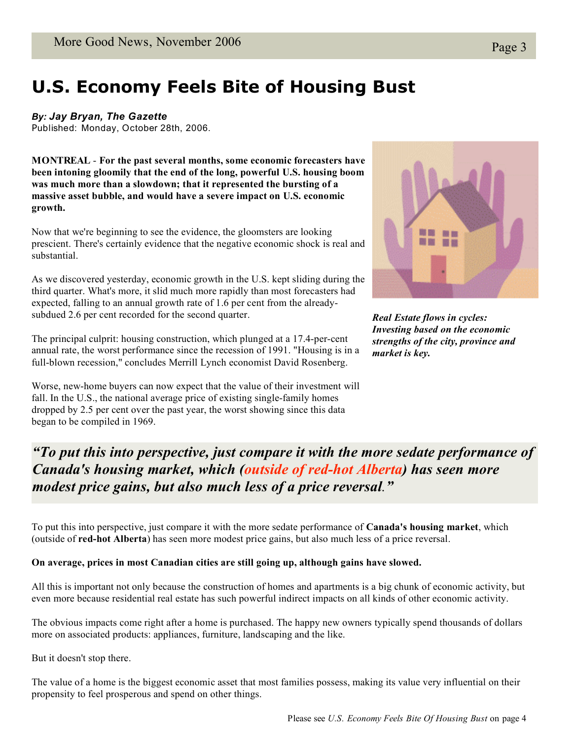# U.S. Economy Feels Bite of Housing Bust

***By: Jay Bryan, The Gazette***
Published: Monday, October 28th, 2006.

**MONTREAL** - **For the past several months, some economic forecasters have been intoning gloomily that the end of the long, powerful U.S. housing boom was much more than a slowdown; that it represented the bursting of a massive asset bubble, and would have a severe impact on U.S. economic growth.**

Now that we're beginning to see the evidence, the gloomsters are looking prescient. There's certainly evidence that the negative economic shock is real and substantial.

As we discovered yesterday, economic growth in the U.S. kept sliding during the third quarter. What's more, it slid much more rapidly than most forecasters had expected, falling to an annual growth rate of 1.6 per cent from the already-subdued 2.6 per cent recorded for the second quarter.

The principal culprit: housing construction, which plunged at a 17.4-per-cent annual rate, the worst performance since the recession of 1991. "Housing is in a full-blown recession," concludes Merrill Lynch economist David Rosenberg.

Worse, new-home buyers can now expect that the value of their investment will fall. In the U.S., the national average price of existing single-family homes dropped by 2.5 per cent over the past year, the worst showing since this data began to be compiled in 1969.

***Real Estate flows in cycles: Investing based on the economic strengths of the city, province and market is key.***

***"To put this into perspective, just compare it with the more sedate performance of Canada's housing market, which (outside of red-hot Alberta) has seen more modest price gains, but also much less of a price reversal."***

To put this into perspective, just compare it with the more sedate performance of **Canada's housing market**, which (outside of **red-hot Alberta**) has seen more modest price gains, but also much less of a price reversal.

**On average, prices in most Canadian cities are still going up, although gains have slowed.**

All this is important not only because the construction of homes and apartments is a big chunk of economic activity, but even more because residential real estate has such powerful indirect impacts on all kinds of other economic activity.

The obvious impacts come right after a home is purchased. The happy new owners typically spend thousands of dollars more on associated products: appliances, furniture, landscaping and the like.

But it doesn't stop there.

The value of a home is the biggest economic asset that most families possess, making its value very influential on their propensity to feel prosperous and spend on other things.

Please see *U.S. Economy Feels Bite Of Housing Bust* on page 4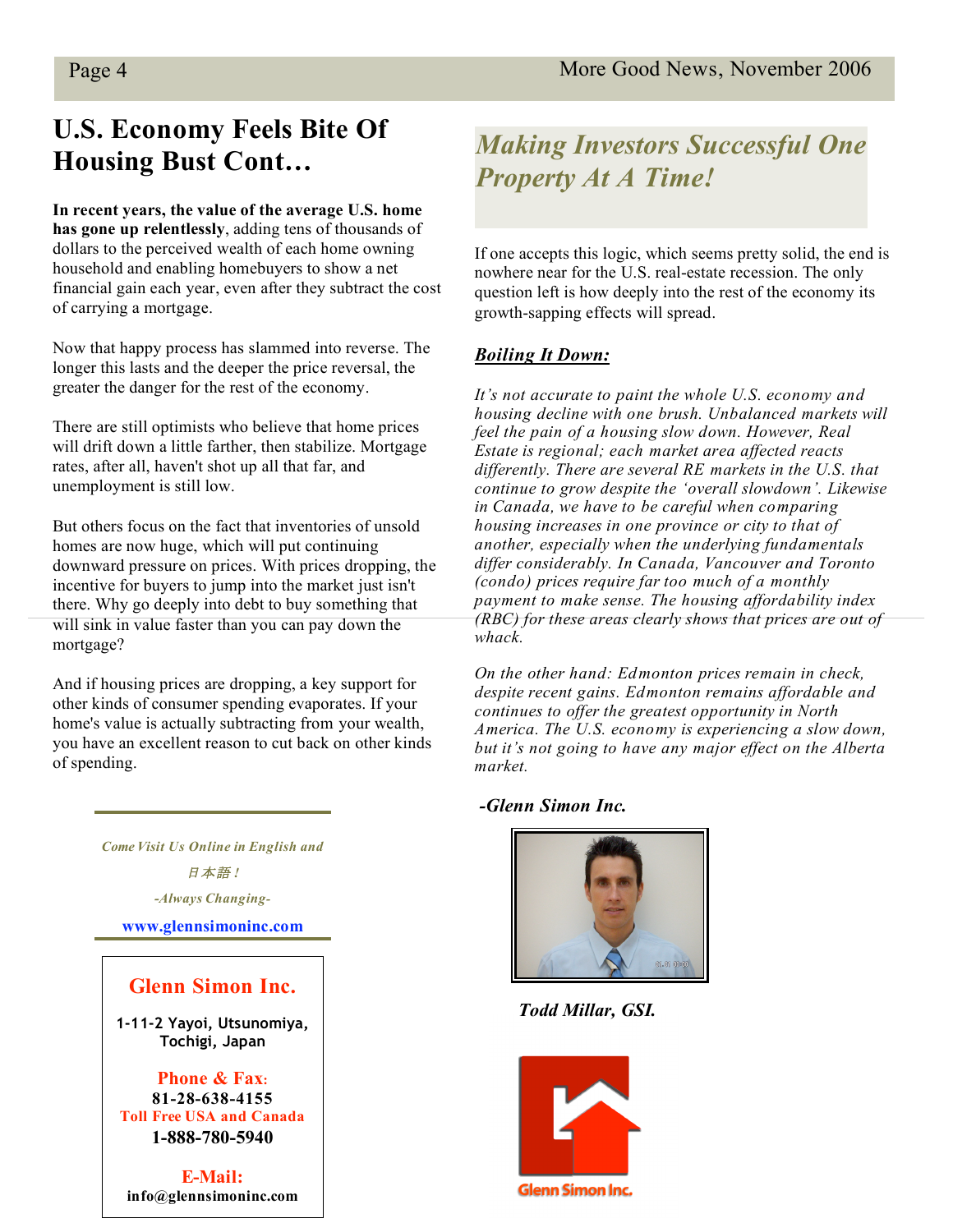## U.S. Economy Feels Bite Of Housing Bust Cont…

**In recent years, the value of the average U.S. home has gone up relentlessly**, adding tens of thousands of dollars to the perceived wealth of each home owning household and enabling homebuyers to show a net financial gain each year, even after they subtract the cost of carrying a mortgage.

Now that happy process has slammed into reverse. The longer this lasts and the deeper the price reversal, the greater the danger for the rest of the economy.

There are still optimists who believe that home prices will drift down a little farther, then stabilize. Mortgage rates, after all, haven't shot up all that far, and unemployment is still low.

But others focus on the fact that inventories of unsold homes are now huge, which will put continuing downward pressure on prices. With prices dropping, the incentive for buyers to jump into the market just isn't there. Why go deeply into debt to buy something that will sink in value faster than you can pay down the mortgage?

And if housing prices are dropping, a key support for other kinds of consumer spending evaporates. If your home's value is actually subtracting from your wealth, you have an excellent reason to cut back on other kinds of spending.

If one accepts this logic, which seems pretty solid, the end is nowhere near for the U.S. real-estate recession. The only question left is how deeply into the rest of the economy its growth-sapping effects will spread.

### *Making Investors Successful One Property At A Time!*

### ***Boiling It Down:***

*It's not accurate to paint the whole U.S. economy and housing decline with one brush. Unbalanced markets will feel the pain of a housing slow down. However, Real Estate is regional; each market area affected reacts differently. There are several RE markets in the U.S. that continue to grow despite the 'overall slowdown'. Likewise in Canada, we have to be careful when comparing housing increases in one province or city to that of another, especially when the underlying fundamentals differ considerably. In Canada, Vancouver and Toronto (condo) prices require far too much of a monthly payment to make sense. The housing affordability index (RBC) for these areas clearly shows that prices are out of whack.*

*On the other hand: Edmonton prices remain in check, despite recent gains. Edmonton remains affordable and continues to offer the greatest opportunity in North America. The U.S. economy is experiencing a slow down, but it's not going to have any major effect on the Alberta market.*

***-Glenn Simon Inc.***

***Todd Millar, GSI.***

Glenn Simon Inc.

*Come Visit Us Online in English and 日本語！*

*-Always Changing-*

**www.glennsimoninc.com**

**Glenn Simon Inc.**

**1-11-2 Yayoi, Utsunomiya, Tochigi, Japan**

**Phone & Fax:**
**81-28-638-4155**
**Toll Free USA and Canada**
**1-888-780-5940**

**E-Mail:**
**info@glennsimoninc.com**